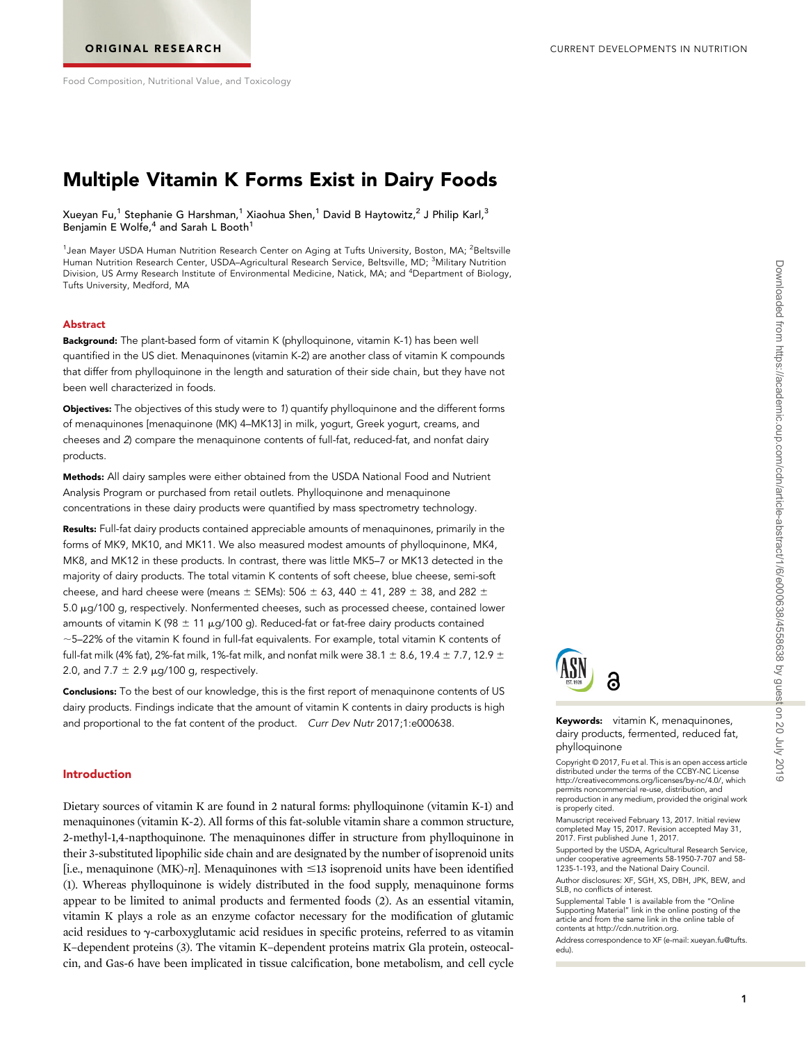ORIGINAL RESEARCH

Food Composition, Nutritional Value, and Toxicology

# Multiple Vitamin K Forms Exist in Dairy Foods

Xueyan Fu,[1] Stephanie G Harshman,[1] Xiaohua Shen,[1] David B Haytowitz,[2] J Philip Karl,[3] Benjamin E Wolfe,[4] and Sarah L Booth[1]

[1]Jean Mayer USDA Human Nutrition Research Center on Aging at Tufts University, Boston, MA; [2]Beltsville Human Nutrition Research Center, USDA–Agricultural Research Service, Beltsville, MD; [3]Military Nutrition Division, US Army Research Institute of Environmental Medicine, Natick, MA; and [4]Department of Biology, Tufts University, Medford, MA

## Abstract

**Background:** The plant-based form of vitamin K (phylloquinone, vitamin K-1) has been well quantified in the US diet. Menaquinones (vitamin K-2) are another class of vitamin K compounds that differ from phylloquinone in the length and saturation of their side chain, but they have not been well characterized in foods.

**Objectives:** The objectives of this study were to *1*) quantify phylloquinone and the different forms of menaquinones [menaquinone (MK) 4–MK13] in milk, yogurt, Greek yogurt, creams, and cheeses and *2*) compare the menaquinone contents of full-fat, reduced-fat, and nonfat dairy products.

**Methods:** All dairy samples were either obtained from the USDA National Food and Nutrient Analysis Program or purchased from retail outlets. Phylloquinone and menaquinone concentrations in these dairy products were quantified by mass spectrometry technology.

**Results:** Full-fat dairy products contained appreciable amounts of menaquinones, primarily in the forms of MK9, MK10, and MK11. We also measured modest amounts of phylloquinone, MK4, MK8, and MK12 in these products. In contrast, there was little MK5–7 or MK13 detected in the majority of dairy products. The total vitamin K contents of soft cheese, blue cheese, semi-soft cheese, and hard cheese were (means ± SEMs): 506 ± 63, 440 ± 41, 289 ± 38, and 282 ± 5.0 μg/100 g, respectively. Nonfermented cheeses, such as processed cheese, contained lower amounts of vitamin K (98 ± 11 μg/100 g). Reduced-fat or fat-free dairy products contained ~5–22% of the vitamin K found in full-fat equivalents. For example, total vitamin K contents of full-fat milk (4% fat), 2%-fat milk, 1%-fat milk, and nonfat milk were 38.1 ± 8.6, 19.4 ± 7.7, 12.9 ± 2.0, and 7.7 ± 2.9 μg/100 g, respectively.

**Conclusions:** To the best of our knowledge, this is the first report of menaquinone contents of US dairy products. Findings indicate that the amount of vitamin K contents in dairy products is high and proportional to the fat content of the product. *Curr Dev Nutr* 2017;1:e000638.

**Keywords:** vitamin K, menaquinones, dairy products, fermented, reduced fat, phylloquinone

Copyright © 2017, Fu et al. This is an open access article distributed under the terms of the CCBY-NC License http://creativecommons.org/licenses/by-nc/4.0/, which permits noncommercial re-use, distribution, and reproduction in any medium, provided the original work is properly cited.

Manuscript received February 13, 2017. Initial review completed May 15, 2017. Revision accepted May 31, 2017. First published June 1, 2017.

Supported by the USDA, Agricultural Research Service, under cooperative agreements 58-1950-7-707 and 58-1235-1-193, and the National Dairy Council.

Author disclosures: XF, SGH, XS, DBH, JPK, BEW, and SLB, no conflicts of interest.

Supplemental Table 1 is available from the "Online Supporting Material" link in the online posting of the article and from the same link in the online table of contents at http://cdn.nutrition.org.

Address correspondence to XF (e-mail: xueyan.fu@tufts.edu).

## Introduction

Dietary sources of vitamin K are found in 2 natural forms: phylloquinone (vitamin K-1) and menaquinones (vitamin K-2). All forms of this fat-soluble vitamin share a common structure, 2-methyl-1,4-napthoquinone. The menaquinones differ in structure from phylloquinone in their 3-substituted lipophilic side chain and are designated by the number of isoprenoid units [i.e., menaquinone (MK)-*n*]. Menaquinones with ≤13 isoprenoid units have been identified (1). Whereas phylloquinone is widely distributed in the food supply, menaquinone forms appear to be limited to animal products and fermented foods (2). As an essential vitamin, vitamin K plays a role as an enzyme cofactor necessary for the modification of glutamic acid residues to γ-carboxyglutamic acid residues in specific proteins, referred to as vitamin K–dependent proteins (3). The vitamin K–dependent proteins matrix Gla protein, osteocalcin, and Gas-6 have been implicated in tissue calcification, bone metabolism, and cell cycle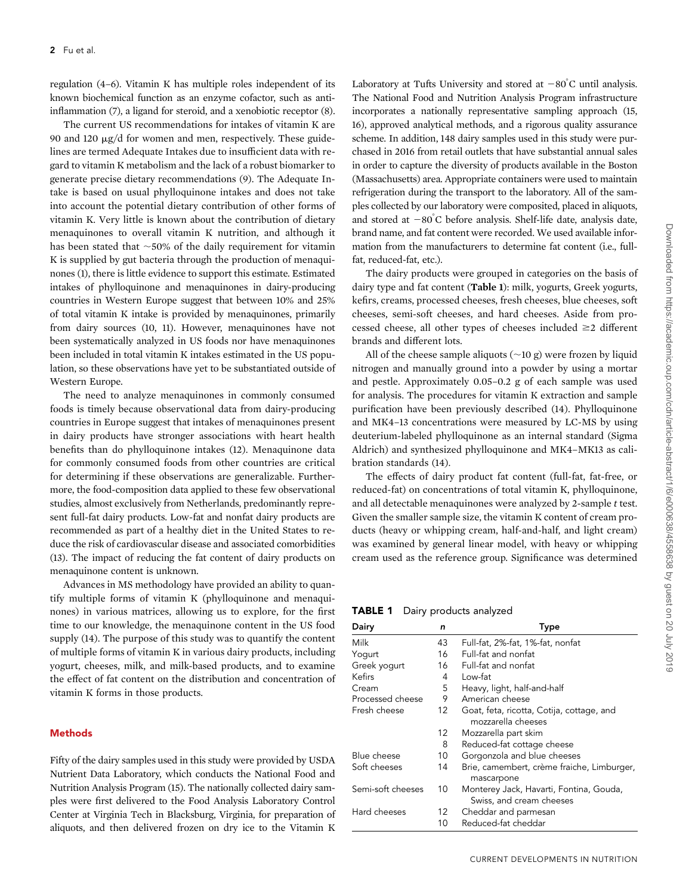regulation (4–6). Vitamin K has multiple roles independent of its known biochemical function as an enzyme cofactor, such as anti-inflammation (7), a ligand for steroid, and a xenobiotic receptor (8).

The current US recommendations for intakes of vitamin K are 90 and 120 μg/d for women and men, respectively. These guidelines are termed Adequate Intakes due to insufficient data with regard to vitamin K metabolism and the lack of a robust biomarker to generate precise dietary recommendations (9). The Adequate Intake is based on usual phylloquinone intakes and does not take into account the potential dietary contribution of other forms of vitamin K. Very little is known about the contribution of dietary menaquinones to overall vitamin K nutrition, and although it has been stated that ~50% of the daily requirement for vitamin K is supplied by gut bacteria through the production of menaquinones (1), there is little evidence to support this estimate. Estimated intakes of phylloquinone and menaquinones in dairy-producing countries in Western Europe suggest that between 10% and 25% of total vitamin K intake is provided by menaquinones, primarily from dairy sources (10, 11). However, menaquinones have not been systematically analyzed in US foods nor have menaquinones been included in total vitamin K intakes estimated in the US population, so these observations have yet to be substantiated outside of Western Europe.

The need to analyze menaquinones in commonly consumed foods is timely because observational data from dairy-producing countries in Europe suggest that intakes of menaquinones present in dairy products have stronger associations with heart health benefits than do phylloquinone intakes (12). Menaquinone data for commonly consumed foods from other countries are critical for determining if these observations are generalizable. Furthermore, the food-composition data applied to these few observational studies, almost exclusively from Netherlands, predominantly represent full-fat dairy products. Low-fat and nonfat dairy products are recommended as part of a healthy diet in the United States to reduce the risk of cardiovascular disease and associated comorbidities (13). The impact of reducing the fat content of dairy products on menaquinone content is unknown.

Advances in MS methodology have provided an ability to quantify multiple forms of vitamin K (phylloquinone and menaquinones) in various matrices, allowing us to explore, for the first time to our knowledge, the menaquinone content in the US food supply (14). The purpose of this study was to quantify the content of multiple forms of vitamin K in various dairy products, including yogurt, cheeses, milk, and milk-based products, and to examine the effect of fat content on the distribution and concentration of vitamin K forms in those products.

## Methods

Fifty of the dairy samples used in this study were provided by USDA Nutrient Data Laboratory, which conducts the National Food and Nutrition Analysis Program (15). The nationally collected dairy samples were first delivered to the Food Analysis Laboratory Control Center at Virginia Tech in Blacksburg, Virginia, for preparation of aliquots, and then delivered frozen on dry ice to the Vitamin K Laboratory at Tufts University and stored at −80°C until analysis. The National Food and Nutrition Analysis Program infrastructure incorporates a nationally representative sampling approach (15, 16), approved analytical methods, and a rigorous quality assurance scheme. In addition, 148 dairy samples used in this study were purchased in 2016 from retail outlets that have substantial annual sales in order to capture the diversity of products available in the Boston (Massachusetts) area. Appropriate containers were used to maintain refrigeration during the transport to the laboratory. All of the samples collected by our laboratory were composited, placed in aliquots, and stored at −80°C before analysis. Shelf-life date, analysis date, brand name, and fat content were recorded. We used available information from the manufacturers to determine fat content (i.e., full-fat, reduced-fat, etc.).

The dairy products were grouped in categories on the basis of dairy type and fat content (**Table 1**): milk, yogurts, Greek yogurts, kefirs, creams, processed cheeses, fresh cheeses, blue cheeses, soft cheeses, semi-soft cheeses, and hard cheeses. Aside from processed cheese, all other types of cheeses included ≥2 different brands and different lots.

All of the cheese sample aliquots (~10 g) were frozen by liquid nitrogen and manually ground into a powder by using a mortar and pestle. Approximately 0.05–0.2 g of each sample was used for analysis. The procedures for vitamin K extraction and sample purification have been previously described (14). Phylloquinone and MK4–13 concentrations were measured by LC-MS by using deuterium-labeled phylloquinone as an internal standard (Sigma Aldrich) and synthesized phylloquinone and MK4–MK13 as calibration standards (14).

The effects of dairy product fat content (full-fat, fat-free, or reduced-fat) on concentrations of total vitamin K, phylloquinone, and all detectable menaquinones were analyzed by 2-sample *t* test. Given the smaller sample size, the vitamin K content of cream products (heavy or whipping cream, half-and-half, and light cream) was examined by general linear model, with heavy or whipping cream used as the reference group. Significance was determined

**TABLE 1** Dairy products analyzed

| Dairy | *n* | Type |
|---|---|---|
| Milk | 43 | Full-fat, 2%-fat, 1%-fat, nonfat |
| Yogurt | 16 | Full-fat and nonfat |
| Greek yogurt | 16 | Full-fat and nonfat |
| Kefirs | 4 | Low-fat |
| Cream | 5 | Heavy, light, half-and-half |
| Processed cheese | 9 | American cheese |
| Fresh cheese | 12 | Goat, feta, ricotta, Cotija, cottage, and mozzarella cheeses |
| | 12 | Mozzarella part skim |
| | 8 | Reduced-fat cottage cheese |
| Blue cheese | 10 | Gorgonzola and blue cheeses |
| Soft cheeses | 14 | Brie, camembert, crème fraiche, Limburger, mascarpone |
| Semi-soft cheeses | 10 | Monterey Jack, Havarti, Fontina, Gouda, Swiss, and cream cheeses |
| Hard cheeses | 12 | Cheddar and parmesan |
| | 10 | Reduced-fat cheddar |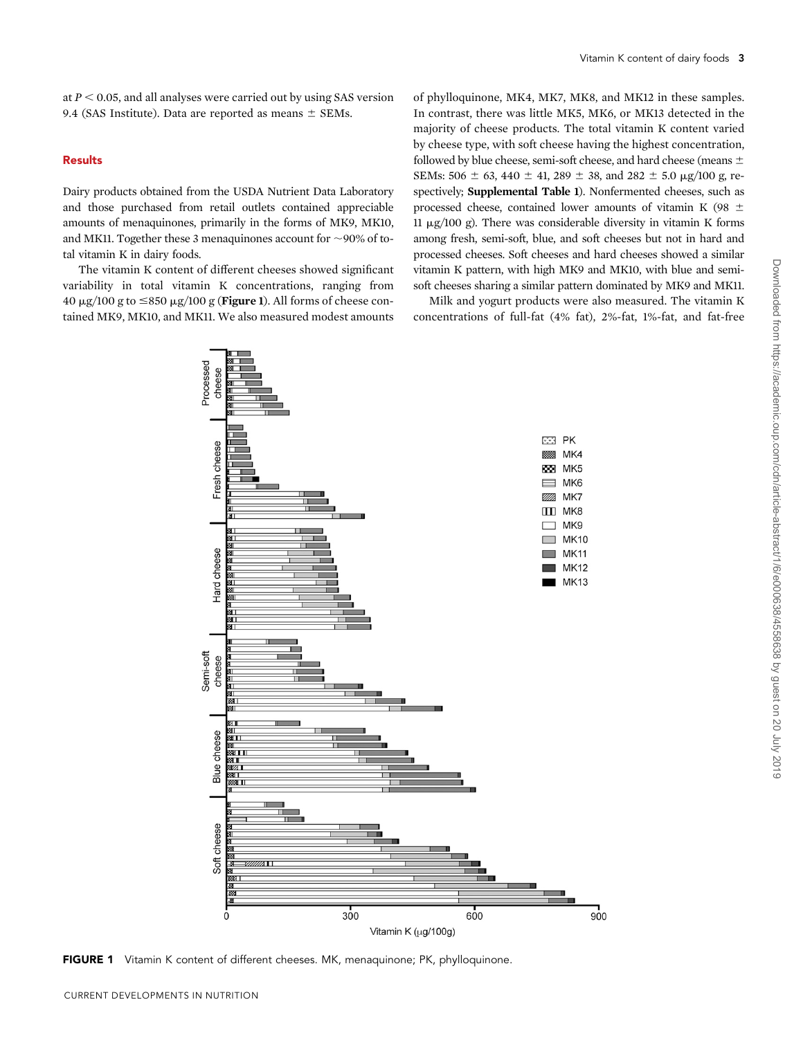at $P < 0.05$, and all analyses were carried out by using SAS version 9.4 (SAS Institute). Data are reported as means ± SEMs.

## Results

Dairy products obtained from the USDA Nutrient Data Laboratory and those purchased from retail outlets contained appreciable amounts of menaquinones, primarily in the forms of MK9, MK10, and MK11. Together these 3 menaquinones account for ~90% of total vitamin K in dairy foods.

The vitamin K content of different cheeses showed significant variability in total vitamin K concentrations, ranging from 40 μg/100 g to ≤850 μg/100 g (**Figure 1**). All forms of cheese contained MK9, MK10, and MK11. We also measured modest amounts of phylloquinone, MK4, MK7, MK8, and MK12 in these samples. In contrast, there was little MK5, MK6, or MK13 detected in the majority of cheese products. The total vitamin K content varied by cheese type, with soft cheese having the highest concentration, followed by blue cheese, semi-soft cheese, and hard cheese (means ± SEMs: 506 ± 63, 440 ± 41, 289 ± 38, and 282 ± 5.0 μg/100 g, respectively; **Supplemental Table 1**). Nonfermented cheeses, such as processed cheese, contained lower amounts of vitamin K (98 ± 11 μg/100 g). There was considerable diversity in vitamin K forms among fresh, semi-soft, blue, and soft cheeses but not in hard and processed cheeses. Soft cheeses and hard cheeses showed a similar vitamin K pattern, with high MK9 and MK10, with blue and semi-soft cheeses sharing a similar pattern dominated by MK9 and MK11.

Milk and yogurt products were also measured. The vitamin K concentrations of full-fat (4% fat), 2%-fat, 1%-fat, and fat-free

Processed cheese
Fresh cheese
Hard cheese
Semi-soft cheese
Blue cheese
Soft cheese

PK
MK4
MK5
MK6
MK7
MK8
MK9
MK10
MK11
MK12
MK13

0
300
600
900
Vitamin K (μg/100g)

**FIGURE 1** Vitamin K content of different cheeses. MK, menaquinone; PK, phylloquinone.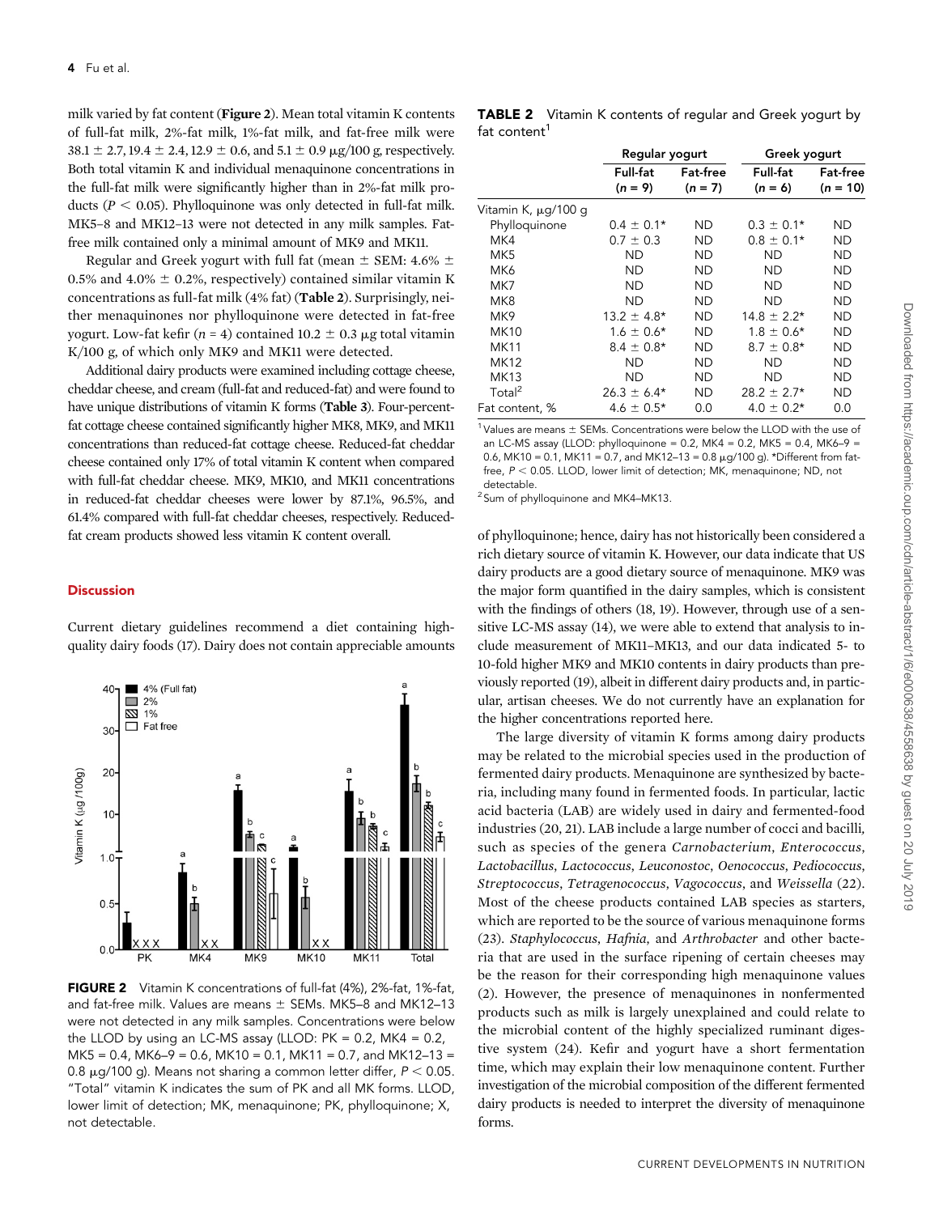milk varied by fat content (**Figure 2**). Mean total vitamin K contents of full-fat milk, 2%-fat milk, 1%-fat milk, and fat-free milk were 38.1 ± 2.7, 19.4 ± 2.4, 12.9 ± 0.6, and 5.1 ± 0.9 µg/100 g, respectively. Both total vitamin K and individual menaquinone concentrations in the full-fat milk were significantly higher than in 2%-fat milk products ($P < 0.05$). Phylloquinone was only detected in full-fat milk. MK5–8 and MK12–13 were not detected in any milk samples. Fat-free milk contained only a minimal amount of MK9 and MK11.

Regular and Greek yogurt with full fat (mean ± SEM: 4.6% ± 0.5% and 4.0% ± 0.2%, respectively) contained similar vitamin K concentrations as full-fat milk (4% fat) (**Table 2**). Surprisingly, neither menaquinones nor phylloquinone were detected in fat-free yogurt. Low-fat kefir ($n$ = 4) contained 10.2 ± 0.3 µg total vitamin K/100 g, of which only MK9 and MK11 were detected.

Additional dairy products were examined including cottage cheese, cheddar cheese, and cream (full-fat and reduced-fat) and were found to have unique distributions of vitamin K forms (**Table 3**). Four-percent-fat cottage cheese contained significantly higher MK8, MK9, and MK11 concentrations than reduced-fat cottage cheese. Reduced-fat cheddar cheese contained only 17% of total vitamin K content when compared with full-fat cheddar cheese. MK9, MK10, and MK11 concentrations in reduced-fat cheddar cheeses were lower by 87.1%, 96.5%, and 61.4% compared with full-fat cheddar cheeses, respectively. Reduced-fat cream products showed less vitamin K content overall.

**TABLE 2** Vitamin K contents of regular and Greek yogurt by fat content[1]

| | Regular yogurt | | Greek yogurt | |
|---|---|---|---|---|
| | Full-fat ($n$ = 9) | Fat-free ($n$ = 7) | Full-fat ($n$ = 6) | Fat-free ($n$ = 10) |
| Vitamin K, µg/100 g | | | | |
| Phylloquinone | 0.4 ± 0.1* | ND | 0.3 ± 0.1* | ND |
| MK4 | 0.7 ± 0.3 | ND | 0.8 ± 0.1* | ND |
| MK5 | ND | ND | ND | ND |
| MK6 | ND | ND | ND | ND |
| MK7 | ND | ND | ND | ND |
| MK8 | ND | ND | ND | ND |
| MK9 | 13.2 ± 4.8* | ND | 14.8 ± 2.2* | ND |
| MK10 | 1.6 ± 0.6* | ND | 1.8 ± 0.6* | ND |
| MK11 | 8.4 ± 0.8* | ND | 8.7 ± 0.8* | ND |
| MK12 | ND | ND | ND | ND |
| MK13 | ND | ND | ND | ND |
| Total[2] | 26.3 ± 6.4* | ND | 28.2 ± 2.7* | ND |
| Fat content, % | 4.6 ± 0.5* | 0.0 | 4.0 ± 0.2* | 0.0 |

[1] Values are means ± SEMs. Concentrations were below the LLOD with the use of an LC-MS assay (LLOD: phylloquinone = 0.2, MK4 = 0.2, MK5 = 0.4, MK6–9 = 0.6, MK10 = 0.1, MK11 = 0.7, and MK12–13 = 0.8 µg/100 g). *Different from fat-free, $P < 0.05$. LLOD, lower limit of detection; MK, menaquinone; ND, not detectable.
[2] Sum of phylloquinone and MK4–MK13.

## Discussion

Current dietary guidelines recommend a diet containing high-quality dairy foods (17). Dairy does not contain appreciable amounts of phylloquinone; hence, dairy has not historically been considered a rich dietary source of vitamin K. However, our data indicate that US dairy products are a good dietary source of menaquinone. MK9 was the major form quantified in the dairy samples, which is consistent with the findings of others (18, 19). However, through use of a sensitive LC-MS assay (14), we were able to extend that analysis to include measurement of MK11–MK13, and our data indicated 5- to 10-fold higher MK9 and MK10 contents in dairy products than previously reported (19), albeit in different dairy products and, in particular, artisan cheeses. We do not currently have an explanation for the higher concentrations reported here.

The large diversity of vitamin K forms among dairy products may be related to the microbial species used in the production of fermented dairy products. Menaquinone are synthesized by bacteria, including many found in fermented foods. In particular, lactic acid bacteria (LAB) are widely used in dairy and fermented-food industries (20, 21). LAB include a large number of cocci and bacilli, such as species of the genera *Carnobacterium*, *Enterococcus*, *Lactobacillus*, *Lactococcus*, *Leuconostoc*, *Oenococcus*, *Pediococcus*, *Streptococcus*, *Tetragenococcus*, *Vagococcus*, and *Weissella* (22). Most of the cheese products contained LAB species as starters, which are reported to be the source of various menaquinone forms (23). *Staphylococcus*, *Hafnia*, and *Arthrobacter* and other bacteria that are used in the surface ripening of certain cheeses may be the reason for their corresponding high menaquinone values (2). However, the presence of menaquinones in nonfermented products such as milk is largely unexplained and could relate to the microbial content of the highly specialized ruminant digestive system (24). Kefir and yogurt have a short fermentation time, which may explain their low menaquinone content. Further investigation of the microbial composition of the different fermented dairy products is needed to interpret the diversity of menaquinone forms.

40
30
20
10
1.0
0.5
0.0
Vitamin K (µg /100g)
4% (Full fat)
2%
1%
Fat free
a
a
b
a
b
c
c
a
b
a
b
b
c
a
b
b
c
X X X
X X
X X
PK
MK4
MK9
MK10
MK11
Total

**FIGURE 2** Vitamin K concentrations of full-fat (4%), 2%-fat, 1%-fat, and fat-free milk. Values are means ± SEMs. MK5–8 and MK12–13 were not detected in any milk samples. Concentrations were below the LLOD by using an LC-MS assay (LLOD: PK = 0.2, MK4 = 0.2, MK5 = 0.4, MK6–9 = 0.6, MK10 = 0.1, MK11 = 0.7, and MK12–13 = 0.8 µg/100 g). Means not sharing a common letter differ, $P < 0.05$. "Total" vitamin K indicates the sum of PK and all MK forms. LLOD, lower limit of detection; MK, menaquinone; PK, phylloquinone; X, not detectable.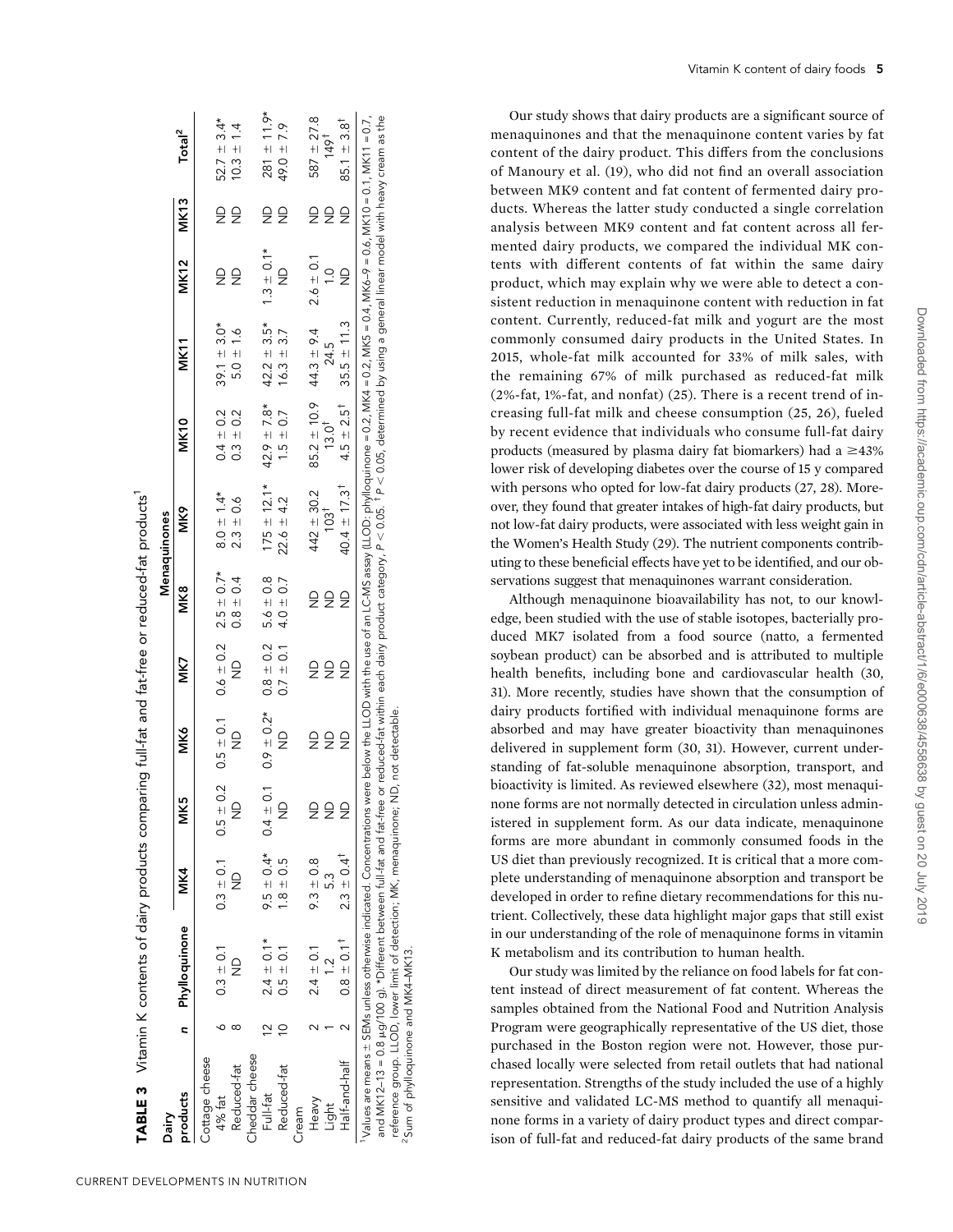**TABLE 3** Vitamin K contents of dairy products comparing full-fat and fat-free or reduced-fat products[1]

| Dairy products | n | Phylloquinone | Menaquinones | | | | | | | | | | Total[2] |
|---|---|---|---|---|---|---|---|---|---|---|---|---|---|
| | | | MK4 | MK5 | MK6 | MK7 | MK8 | MK9 | MK10 | MK11 | MK12 | MK13 | |
| Cottage cheese | | | | | | | | | | | | | |
| 4% fat | 6 | 0.3 ± 0.1 | 0.3 ± 0.1 | 0.5 ± 0.2 | 0.5 ± 0.1 | 0.6 ± 0.2 | 2.5 ± 0.7* | 8.0 ± 1.4* | 0.4 ± 0.2 | 39.1 ± 3.0* | ND | ND | 52.7 ± 3.4* |
| Reduced-fat | 8 | ND | ND | ND | ND | ND | 0.8 ± 0.4 | 2.3 ± 0.6 | 0.3 ± 0.2 | 5.0 ± 1.6 | ND | ND | 10.3 ± 1.4 |
| Cheddar cheese | | | | | | | | | | | | | |
| Full-fat | 12 | 2.4 ± 0.1* | 9.5 ± 0.4* | 0.4 ± 0.1 | 0.9 ± 0.2* | 0.8 ± 0.2 | 5.6 ± 0.8 | 175 ± 12.1* | 42.9 ± 7.8* | 42.2 ± 3.5* | 1.3 ± 0.1* | ND | 281 ± 11.9* |
| Reduced-fat | 10 | 0.5 ± 0.1 | 1.8 ± 0.5 | ND | ND | 0.7 ± 0.1 | 4.0 ± 0.7 | 22.6 ± 4.2 | 1.5 ± 0.7 | 16.3 ± 3.7 | ND | ND | 49.0 ± 7.9 |
| Cream | | | | | | | | | | | | | |
| Heavy | 2 | 2.4 ± 0.1 | 9.3 ± 0.8 | ND | ND | ND | ND | 442 ± 30.2 | 85.2 ± 10.9 | 44.3 ± 9.4 | 2.6 ± 0.1 | ND | 587 ± 27.8 |
| Light | 1 | 1.2 | 5.3 | ND | ND | ND | ND | 103[†] | 13.0[†] | 24.5 | 1.0 | ND | 149[†] |
| Half-and-half | 2 | 0.8 ± 0.1[†] | 2.3 ± 0.4[†] | ND | ND | ND | ND | 40.4 ± 17.3[†] | 4.5 ± 2.5[†] | 35.5 ± 11.3 | ND | ND | 85.1 ± 3.8[†] |

[1]Values are means ± SEMs unless otherwise indicated. Concentrations were below the LLOD with the use of an LC-MS assay (LLOD: phylloquinone = 0.2, MK4 = 0.2, MK5 = 0.4, MK6–9 = 0.6, MK10 = 0.1, MK11 = 0.7, and MK12–13 = 0.8 μg/100 g). *Different between full-fat and fat-free or reduced-fat within each dairy product category, $P < 0.05$. [†]$P < 0.05$, determined by using a general linear model with heavy cream as the reference group. LLOD, lower limit of detection; MK, menaquinone; ND, not detectable.
[2]Sum of phylloquinone and MK4–MK13.

Our study shows that dairy products are a significant source of menaquinones and that the menaquinone content varies by fat content of the dairy product. This differs from the conclusions of Manoury et al. (19), who did not find an overall association between MK9 content and fat content of fermented dairy products. Whereas the latter study conducted a single correlation analysis between MK9 content and fat content across all fermented dairy products, we compared the individual MK contents with different contents of fat within the same dairy product, which may explain why we were able to detect a consistent reduction in menaquinone content with reduction in fat content. Currently, reduced-fat milk and yogurt are the most commonly consumed dairy products in the United States. In 2015, whole-fat milk accounted for 33% of milk sales, with the remaining 67% of milk purchased as reduced-fat milk (2%-fat, 1%-fat, and nonfat) (25). There is a recent trend of increasing full-fat milk and cheese consumption (25, 26), fueled by recent evidence that individuals who consume full-fat dairy products (measured by plasma dairy fat biomarkers) had a ≥43% lower risk of developing diabetes over the course of 15 y compared with persons who opted for low-fat dairy products (27, 28). Moreover, they found that greater intakes of high-fat dairy products, but not low-fat dairy products, were associated with less weight gain in the Women's Health Study (29). The nutrient components contributing to these beneficial effects have yet to be identified, and our observations suggest that menaquinones warrant consideration.

Although menaquinone bioavailability has not, to our knowledge, been studied with the use of stable isotopes, bacterially produced MK7 isolated from a food source (natto, a fermented soybean product) can be absorbed and is attributed to multiple health benefits, including bone and cardiovascular health (30, 31). More recently, studies have shown that the consumption of dairy products fortified with individual menaquinone forms are absorbed and may have greater bioactivity than menaquinones delivered in supplement form (30, 31). However, current understanding of fat-soluble menaquinone absorption, transport, and bioactivity is limited. As reviewed elsewhere (32), most menaquinone forms are not normally detected in circulation unless administered in supplement form. As our data indicate, menaquinone forms are more abundant in commonly consumed foods in the US diet than previously recognized. It is critical that a more complete understanding of menaquinone absorption and transport be developed in order to refine dietary recommendations for this nutrient. Collectively, these data highlight major gaps that still exist in our understanding of the role of menaquinone forms in vitamin K metabolism and its contribution to human health.

Our study was limited by the reliance on food labels for fat content instead of direct measurement of fat content. Whereas the samples obtained from the National Food and Nutrition Analysis Program were geographically representative of the US diet, those purchased in the Boston region were not. However, those purchased locally were selected from retail outlets that had national representation. Strengths of the study included the use of a highly sensitive and validated LC-MS method to quantify all menaquinone forms in a variety of dairy product types and direct comparison of full-fat and reduced-fat dairy products of the same brand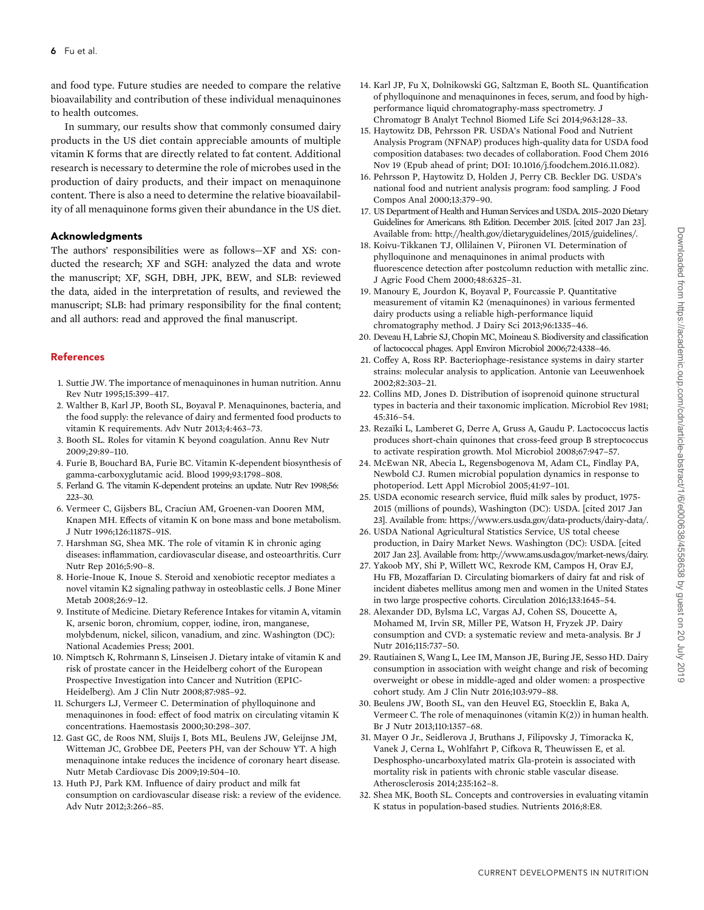and food type. Future studies are needed to compare the relative bioavailability and contribution of these individual menaquinones to health outcomes.

In summary, our results show that commonly consumed dairy products in the US diet contain appreciable amounts of multiple vitamin K forms that are directly related to fat content. Additional research is necessary to determine the role of microbes used in the production of dairy products, and their impact on menaquinone content. There is also a need to determine the relative bioavailability of all menaquinone forms given their abundance in the US diet.

### Acknowledgments

The authors' responsibilities were as follows—XF and XS: conducted the research; XF and SGH: analyzed the data and wrote the manuscript; XF, SGH, DBH, JPK, BEW, and SLB: reviewed the data, aided in the interpretation of results, and reviewed the manuscript; SLB: had primary responsibility for the final content; and all authors: read and approved the final manuscript.

## References

1. Suttie JW. The importance of menaquinones in human nutrition. Annu Rev Nutr 1995;15:399–417.
2. Walther B, Karl JP, Booth SL, Boyaval P. Menaquinones, bacteria, and the food supply: the relevance of dairy and fermented food products to vitamin K requirements. Adv Nutr 2013;4:463–73.
3. Booth SL. Roles for vitamin K beyond coagulation. Annu Rev Nutr 2009;29:89–110.
4. Furie B, Bouchard BA, Furie BC. Vitamin K-dependent biosynthesis of gamma-carboxyglutamic acid. Blood 1999;93:1798–808.
5. Ferland G. The vitamin K-dependent proteins: an update. Nutr Rev 1998;56: 223–30.
6. Vermeer C, Gijsbers BL, Craciun AM, Groenen-van Dooren MM, Knapen MH. Effects of vitamin K on bone mass and bone metabolism. J Nutr 1996;126:1187S–91S.
7. Harshman SG, Shea MK. The role of vitamin K in chronic aging diseases: inflammation, cardiovascular disease, and osteoarthritis. Curr Nutr Rep 2016;5:90–8.
8. Horie-Inoue K, Inoue S. Steroid and xenobiotic receptor mediates a novel vitamin K2 signaling pathway in osteoblastic cells. J Bone Miner Metab 2008;26:9–12.
9. Institute of Medicine. Dietary Reference Intakes for vitamin A, vitamin K, arsenic boron, chromium, copper, iodine, iron, manganese, molybdenum, nickel, silicon, vanadium, and zinc. Washington (DC): National Academies Press; 2001.
10. Nimptsch K, Rohrmann S, Linseisen J. Dietary intake of vitamin K and risk of prostate cancer in the Heidelberg cohort of the European Prospective Investigation into Cancer and Nutrition (EPIC-Heidelberg). Am J Clin Nutr 2008;87:985–92.
11. Schurgers LJ, Vermeer C. Determination of phylloquinone and menaquinones in food: effect of food matrix on circulating vitamin K concentrations. Haemostasis 2000;30:298–307.
12. Gast GC, de Roos NM, Sluijs I, Bots ML, Beulens JW, Geleijnse JM, Witteman JC, Grobbee DE, Peeters PH, van der Schouw YT. A high menaquinone intake reduces the incidence of coronary heart disease. Nutr Metab Cardiovasc Dis 2009;19:504–10.
13. Huth PJ, Park KM. Influence of dairy product and milk fat consumption on cardiovascular disease risk: a review of the evidence. Adv Nutr 2012;3:266–85.
14. Karl JP, Fu X, Dolnikowski GG, Saltzman E, Booth SL. Quantification of phylloquinone and menaquinones in feces, serum, and food by high-performance liquid chromatography-mass spectrometry. J Chromatogr B Analyt Technol Biomed Life Sci 2014;963:128–33.
15. Haytowitz DB, Pehrsson PR. USDA's National Food and Nutrient Analysis Program (NFNAP) produces high-quality data for USDA food composition databases: two decades of collaboration. Food Chem 2016 Nov 19 (Epub ahead of print; DOI: 10.1016/j.foodchem.2016.11.082).
16. Pehrsson P, Haytowitz D, Holden J, Perry CB. Beckler DG. USDA's national food and nutrient analysis program: food sampling. J Food Compos Anal 2000;13:379–90.
17. US Department of Health and Human Services and USDA. 2015–2020 Dietary Guidelines for Americans. 8th Edition. December 2015. [cited 2017 Jan 23]. Available from: http://health.gov/dietaryguidelines/2015/guidelines/.
18. Koivu-Tikkanen TJ, Ollilainen V, Piironen VI. Determination of phylloquinone and menaquinones in animal products with fluorescence detection after postcolumn reduction with metallic zinc. J Agric Food Chem 2000;48:6325–31.
19. Manoury E, Jourdon K, Boyaval P, Fourcassie P. Quantitative measurement of vitamin K2 (menaquinones) in various fermented dairy products using a reliable high-performance liquid chromatography method. J Dairy Sci 2013;96:1335–46.
20. Deveau H, Labrie SJ, Chopin MC, Moineau S. Biodiversity and classification of lactococcal phages. Appl Environ Microbiol 2006;72:4338–46.
21. Coffey A, Ross RP. Bacteriophage-resistance systems in dairy starter strains: molecular analysis to application. Antonie van Leeuwenhoek 2002;82:303–21.
22. Collins MD, Jones D. Distribution of isoprenoid quinone structural types in bacteria and their taxonomic implication. Microbiol Rev 1981; 45:316–54.
23. Rezaïki L, Lamberet G, Derre A, Gruss A, Gaudu P. Lactococcus lactis produces short-chain quinones that cross-feed group B streptococcus to activate respiration growth. Mol Microbiol 2008;67:947–57.
24. McEwan NR, Abecia L, Regensbogenova M, Adam CL, Findlay PA, Newbold CJ. Rumen microbial population dynamics in response to photoperiod. Lett Appl Microbiol 2005;41:97–101.
25. USDA economic research service, fluid milk sales by product, 1975-2015 (millions of pounds), Washington (DC): USDA. [cited 2017 Jan 23]. Available from: https://www.ers.usda.gov/data-products/dairy-data/.
26. USDA National Agricultural Statistics Service, US total cheese production, in Dairy Market News. Washington (DC): USDA. [cited 2017 Jan 23]. Available from: http://www.ams.usda.gov/market-news/dairy.
27. Yakoob MY, Shi P, Willett WC, Rexrode KM, Campos H, Orav EJ, Hu FB, Mozaffarian D. Circulating biomarkers of dairy fat and risk of incident diabetes mellitus among men and women in the United States in two large prospective cohorts. Circulation 2016;133:1645–54.
28. Alexander DD, Bylsma LC, Vargas AJ, Cohen SS, Doucette A, Mohamed M, Irvin SR, Miller PE, Watson H, Fryzek JP. Dairy consumption and CVD: a systematic review and meta-analysis. Br J Nutr 2016;115:737–50.
29. Rautiainen S, Wang L, Lee IM, Manson JE, Buring JE, Sesso HD. Dairy consumption in association with weight change and risk of becoming overweight or obese in middle-aged and older women: a prospective cohort study. Am J Clin Nutr 2016;103:979–88.
30. Beulens JW, Booth SL, van den Heuvel EG, Stoecklin E, Baka A, Vermeer C. The role of menaquinones (vitamin K(2)) in human health. Br J Nutr 2013;110:1357–68.
31. Mayer O Jr., Seidlerova J, Bruthans J, Filipovsky J, Timoracka K, Vanek J, Cerna L, Wohlfahrt P, Cifkova R, Theuwissen E, et al. Desphospho-uncarboxylated matrix Gla-protein is associated with mortality risk in patients with chronic stable vascular disease. Atherosclerosis 2014;235:162–8.
32. Shea MK, Booth SL. Concepts and controversies in evaluating vitamin K status in population-based studies. Nutrients 2016;8:E8.